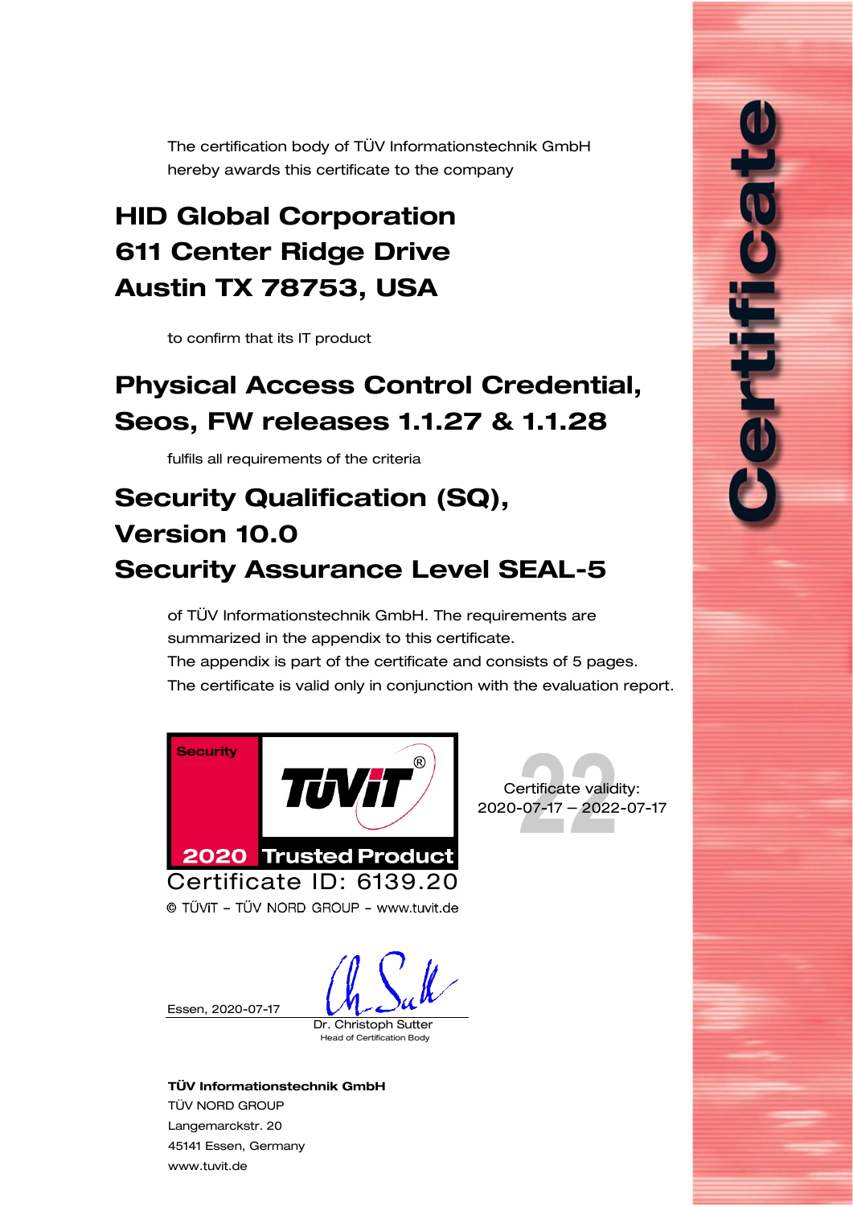# Certificate

The certification body of TÜV Informationstechnik GmbH
hereby awards this certificate to the company

## HID Global Corporation
## 611 Center Ridge Drive
## Austin TX 78753, USA

to confirm that its IT product

## Physical Access Control Credential, Seos, FW releases 1.1.27 & 1.1.28

fulfils all requirements of the criteria

## Security Qualification (SQ), Version 10.0
## Security Assurance Level SEAL-5

of TÜV Informationstechnik GmbH. The requirements are summarized in the appendix to this certificate.
The appendix is part of the certificate and consists of 5 pages.
The certificate is valid only in conjunction with the evaluation report.

Security TÜViT® 2020 Trusted Product

Certificate ID: 6139.20

© TÜViT – TÜV NORD GROUP – www.tuvit.de

Certificate validity:
2020-07-17 – 2022-07-17

Essen, 2020-07-17

Dr. Christoph Sutter
Head of Certification Body

**TÜV Informationstechnik GmbH**
TÜV NORD GROUP
Langemarckstr. 20
45141 Essen, Germany
www.tuvit.de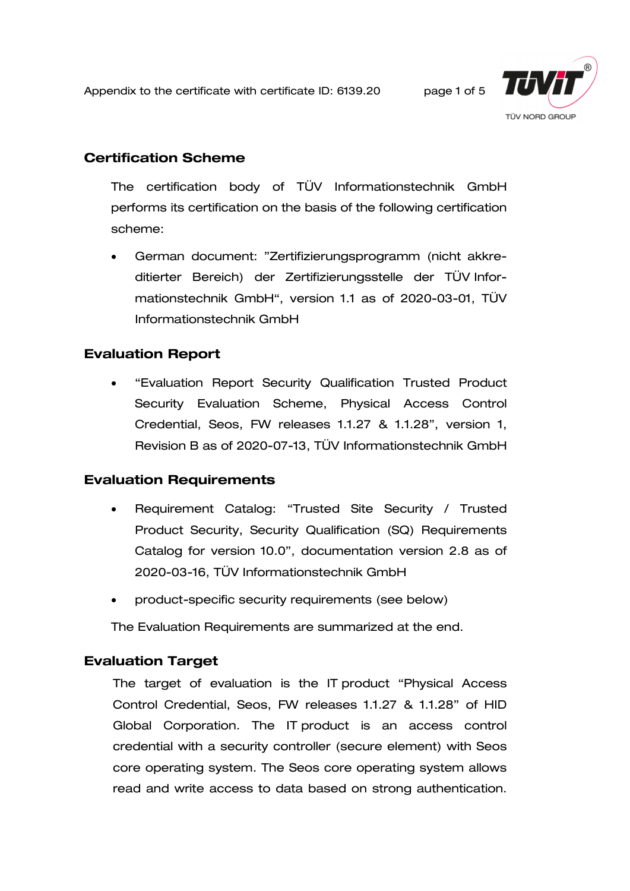## Certification Scheme

The certification body of TÜV Informationstechnik GmbH performs its certification on the basis of the following certification scheme:

- German document: "Zertifizierungsprogramm (nicht akkreditierter Bereich) der Zertifizierungsstelle der TÜV Informationstechnik GmbH", version 1.1 as of 2020-03-01, TÜV Informationstechnik GmbH

## Evaluation Report

- "Evaluation Report Security Qualification Trusted Product Security Evaluation Scheme, Physical Access Control Credential, Seos, FW releases 1.1.27 & 1.1.28", version 1, Revision B as of 2020-07-13, TÜV Informationstechnik GmbH

## Evaluation Requirements

- Requirement Catalog: "Trusted Site Security / Trusted Product Security, Security Qualification (SQ) Requirements Catalog for version 10.0", documentation version 2.8 as of 2020-03-16, TÜV Informationstechnik GmbH
- product-specific security requirements (see below)

The Evaluation Requirements are summarized at the end.

## Evaluation Target

The target of evaluation is the IT product "Physical Access Control Credential, Seos, FW releases 1.1.27 & 1.1.28" of HID Global Corporation. The IT product is an access control credential with a security controller (secure element) with Seos core operating system. The Seos core operating system allows read and write access to data based on strong authentication.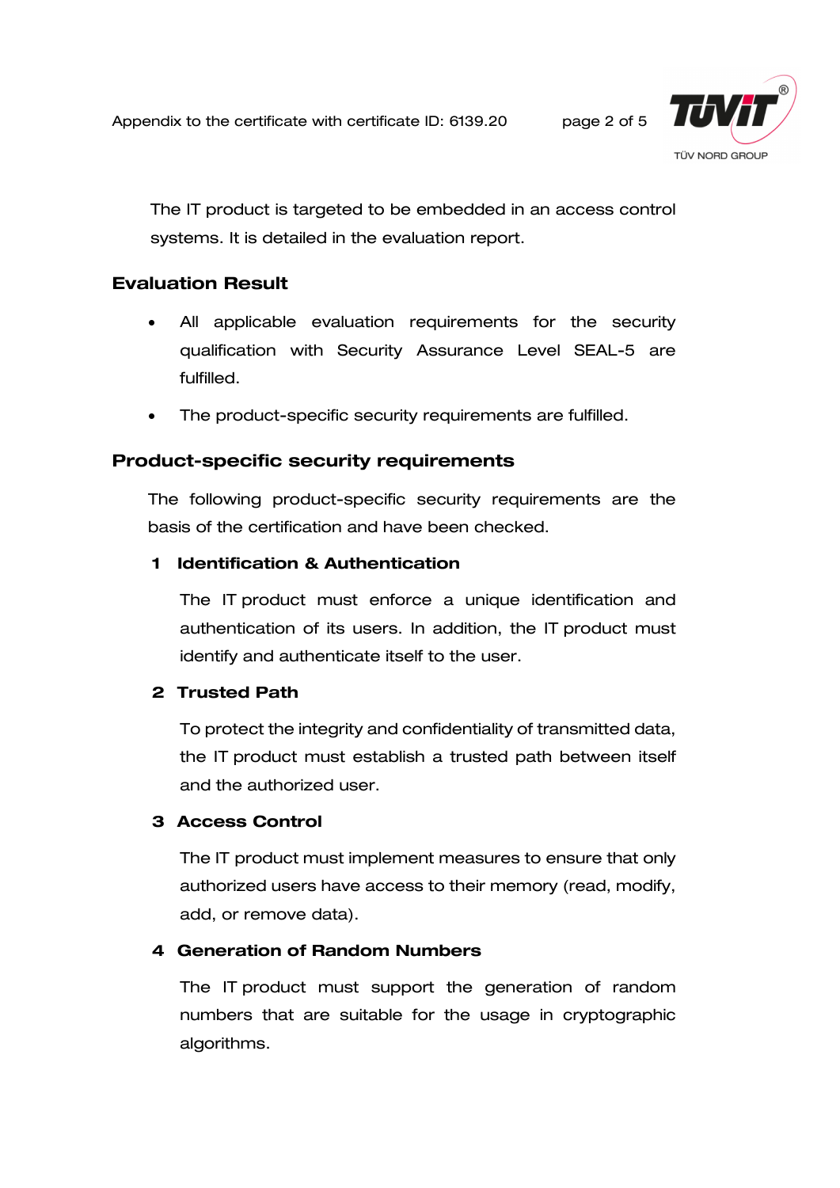The IT product is targeted to be embedded in an access control systems. It is detailed in the evaluation report.

## Evaluation Result

- All applicable evaluation requirements for the security qualification with Security Assurance Level SEAL-5 are fulfilled.
- The product-specific security requirements are fulfilled.

## Product-specific security requirements

The following product-specific security requirements are the basis of the certification and have been checked.

### 1 Identification & Authentication

The IT product must enforce a unique identification and authentication of its users. In addition, the IT product must identify and authenticate itself to the user.

### 2 Trusted Path

To protect the integrity and confidentiality of transmitted data, the IT product must establish a trusted path between itself and the authorized user.

### 3 Access Control

The IT product must implement measures to ensure that only authorized users have access to their memory (read, modify, add, or remove data).

### 4 Generation of Random Numbers

The IT product must support the generation of random numbers that are suitable for the usage in cryptographic algorithms.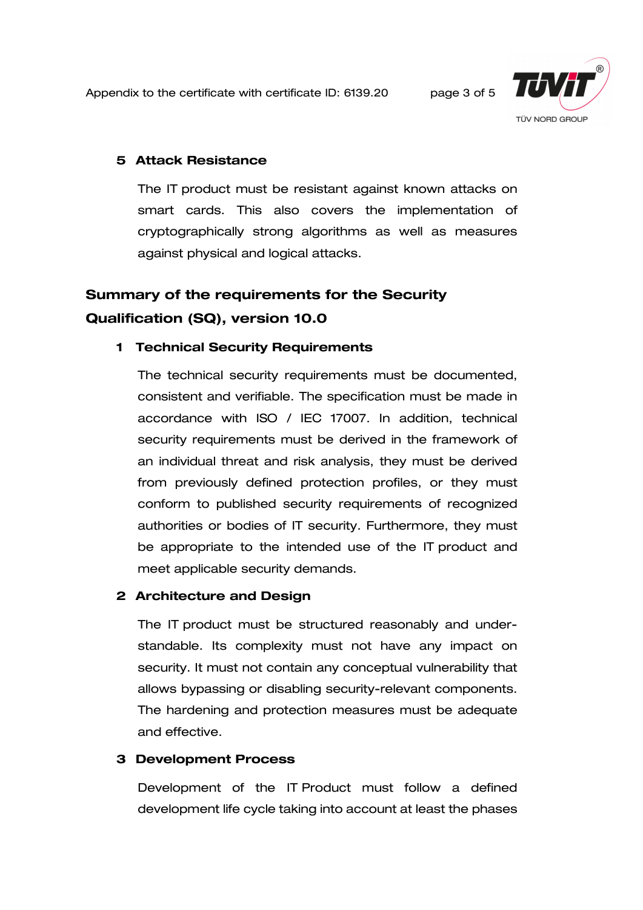### 5 Attack Resistance

The IT product must be resistant against known attacks on smart cards. This also covers the implementation of cryptographically strong algorithms as well as measures against physical and logical attacks.

## Summary of the requirements for the Security Qualification (SQ), version 10.0

### 1 Technical Security Requirements

The technical security requirements must be documented, consistent and verifiable. The specification must be made in accordance with ISO / IEC 17007. In addition, technical security requirements must be derived in the framework of an individual threat and risk analysis, they must be derived from previously defined protection profiles, or they must conform to published security requirements of recognized authorities or bodies of IT security. Furthermore, they must be appropriate to the intended use of the IT product and meet applicable security demands.

### 2 Architecture and Design

The IT product must be structured reasonably and understandable. Its complexity must not have any impact on security. It must not contain any conceptual vulnerability that allows bypassing or disabling security-relevant components. The hardening and protection measures must be adequate and effective.

### 3 Development Process

Development of the IT Product must follow a defined development life cycle taking into account at least the phases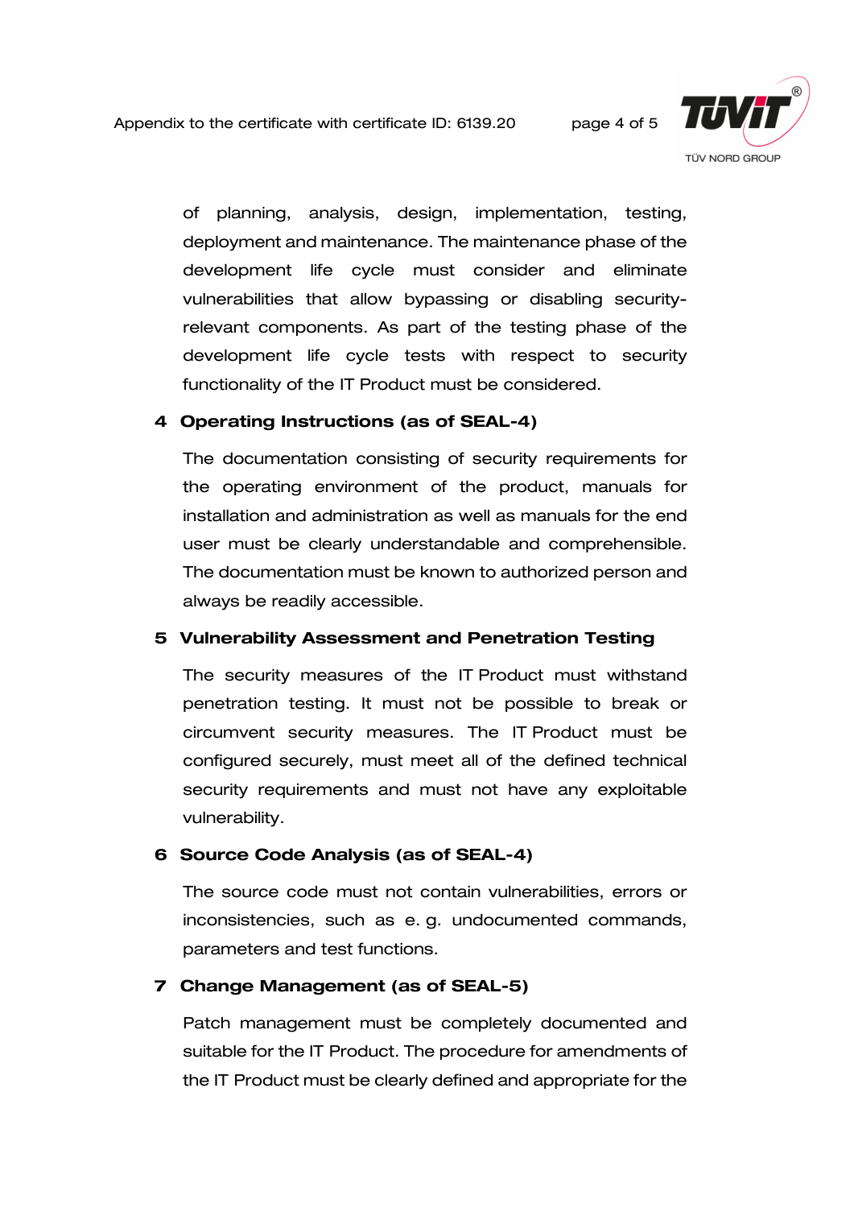of planning, analysis, design, implementation, testing, deployment and maintenance. The maintenance phase of the development life cycle must consider and eliminate vulnerabilities that allow bypassing or disabling security-relevant components. As part of the testing phase of the development life cycle tests with respect to security functionality of the IT Product must be considered.

## 4 Operating Instructions (as of SEAL-4)

The documentation consisting of security requirements for the operating environment of the product, manuals for installation and administration as well as manuals for the end user must be clearly understandable and comprehensible. The documentation must be known to authorized person and always be readily accessible.

## 5 Vulnerability Assessment and Penetration Testing

The security measures of the IT Product must withstand penetration testing. It must not be possible to break or circumvent security measures. The IT Product must be configured securely, must meet all of the defined technical security requirements and must not have any exploitable vulnerability.

## 6 Source Code Analysis (as of SEAL-4)

The source code must not contain vulnerabilities, errors or inconsistencies, such as e. g. undocumented commands, parameters and test functions.

## 7 Change Management (as of SEAL-5)

Patch management must be completely documented and suitable for the IT Product. The procedure for amendments of the IT Product must be clearly defined and appropriate for the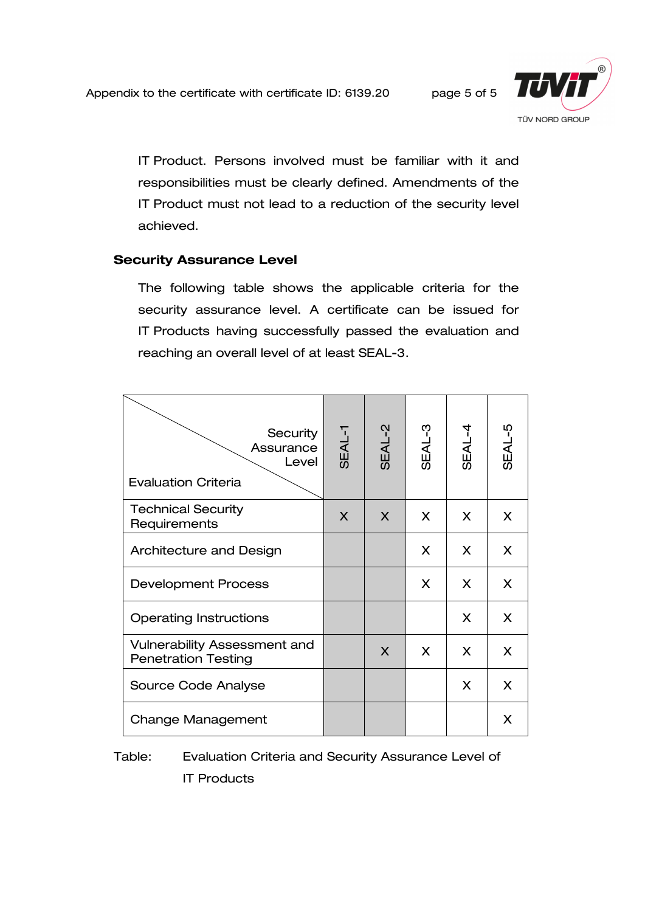IT Product. Persons involved must be familiar with it and responsibilities must be clearly defined. Amendments of the IT Product must not lead to a reduction of the security level achieved.

### Security Assurance Level

The following table shows the applicable criteria for the security assurance level. A certificate can be issued for IT Products having successfully passed the evaluation and reaching an overall level of at least SEAL-3.

| Evaluation Criteria / Security Assurance Level | SEAL-1 | SEAL-2 | SEAL-3 | SEAL-4 | SEAL-5 |
|---|---|---|---|---|---|
| Technical Security Requirements | X | X | X | X | X |
| Architecture and Design | | | X | X | X |
| Development Process | | | X | X | X |
| Operating Instructions | | | | X | X |
| Vulnerability Assessment and Penetration Testing | | X | X | X | X |
| Source Code Analyse | | | | X | X |
| Change Management | | | | | X |

Table: Evaluation Criteria and Security Assurance Level of IT Products